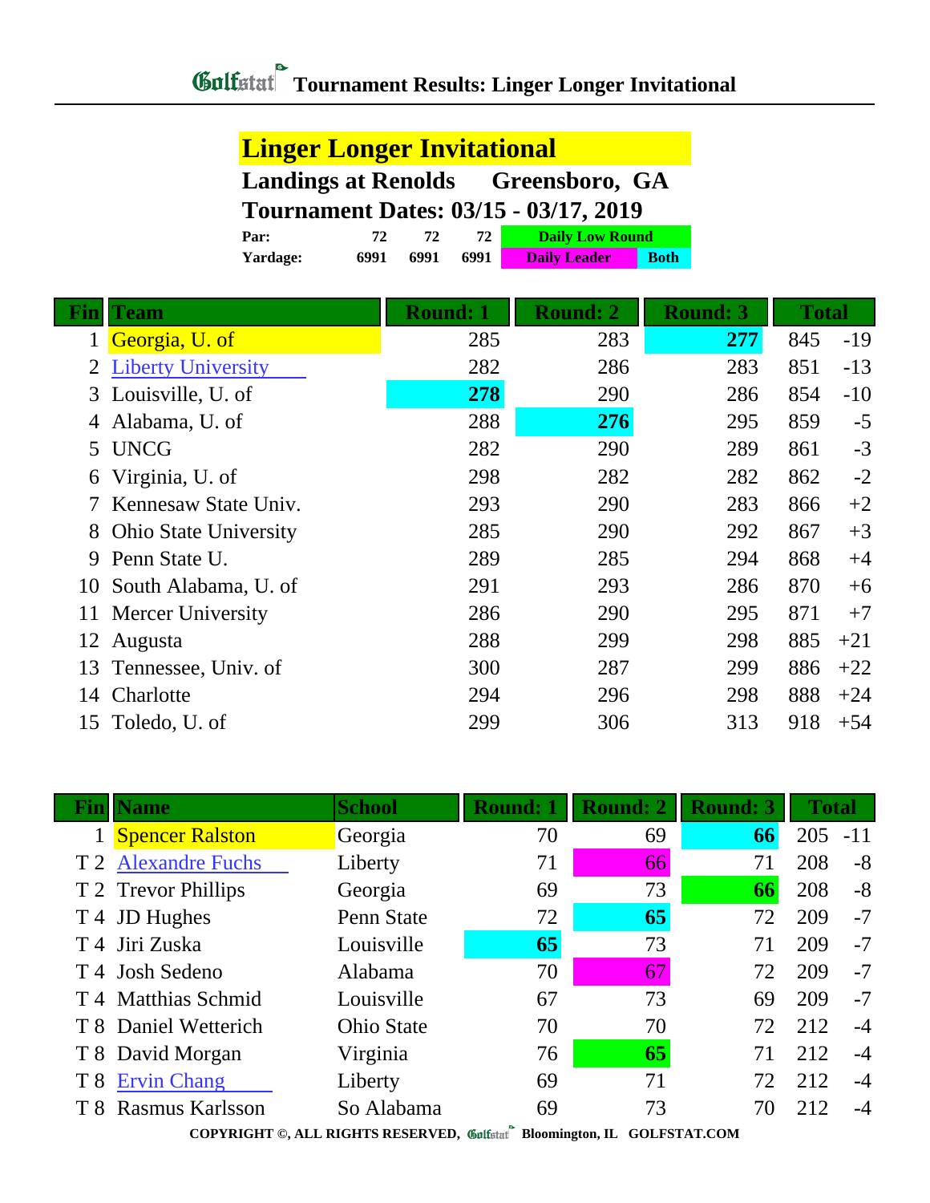# Tournament Results: Linger Longer Invitational

## Linger Longer Invitational

**Landings at Renolds Greensboro, GA**

**Tournament Dates: 03/15 - 03/17, 2019**

| | | | | |
|---|---|---|---|---|
| **Par:** | 72 | 72 | 72 | Daily Low Round |
| **Yardage:** | 6991 | 6991 | 6991 | Daily Leader / Both |

| Fin | Team | Round: 1 | Round: 2 | Round: 3 | Total | |
|---|---|---|---|---|---|---|
| 1 | Georgia, U. of | 285 | 283 | **277** | 845 | -19 |
| 2 | Liberty University | 282 | 286 | 283 | 851 | -13 |
| 3 | Louisville, U. of | **278** | 290 | 286 | 854 | -10 |
| 4 | Alabama, U. of | 288 | **276** | 295 | 859 | -5 |
| 5 | UNCG | 282 | 290 | 289 | 861 | -3 |
| 6 | Virginia, U. of | 298 | 282 | 282 | 862 | -2 |
| 7 | Kennesaw State Univ. | 293 | 290 | 283 | 866 | +2 |
| 8 | Ohio State University | 285 | 290 | 292 | 867 | +3 |
| 9 | Penn State U. | 289 | 285 | 294 | 868 | +4 |
| 10 | South Alabama, U. of | 291 | 293 | 286 | 870 | +6 |
| 11 | Mercer University | 286 | 290 | 295 | 871 | +7 |
| 12 | Augusta | 288 | 299 | 298 | 885 | +21 |
| 13 | Tennessee, Univ. of | 300 | 287 | 299 | 886 | +22 |
| 14 | Charlotte | 294 | 296 | 298 | 888 | +24 |
| 15 | Toledo, U. of | 299 | 306 | 313 | 918 | +54 |

| Fin | Name | School | Round: 1 | Round: 2 | Round: 3 | Total | |
|---|---|---|---|---|---|---|---|
| 1 | Spencer Ralston | Georgia | 70 | 69 | **66** | 205 | -11 |
| T 2 | Alexandre Fuchs | Liberty | 71 | 66 | 71 | 208 | -8 |
| T 2 | Trevor Phillips | Georgia | 69 | 73 | **66** | 208 | -8 |
| T 4 | JD Hughes | Penn State | 72 | **65** | 72 | 209 | -7 |
| T 4 | Jiri Zuska | Louisville | **65** | 73 | 71 | 209 | -7 |
| T 4 | Josh Sedeno | Alabama | 70 | 67 | 72 | 209 | -7 |
| T 4 | Matthias Schmid | Louisville | 67 | 73 | 69 | 209 | -7 |
| T 8 | Daniel Wetterich | Ohio State | 70 | 70 | 72 | 212 | -4 |
| T 8 | David Morgan | Virginia | 76 | **65** | 71 | 212 | -4 |
| T 8 | Ervin Chang | Liberty | 69 | 71 | 72 | 212 | -4 |
| T 8 | Rasmus Karlsson | So Alabama | 69 | 73 | 70 | 212 | -4 |

COPYRIGHT ©, ALL RIGHTS RESERVED, Golfstat Bloomington, IL GOLFSTAT.COM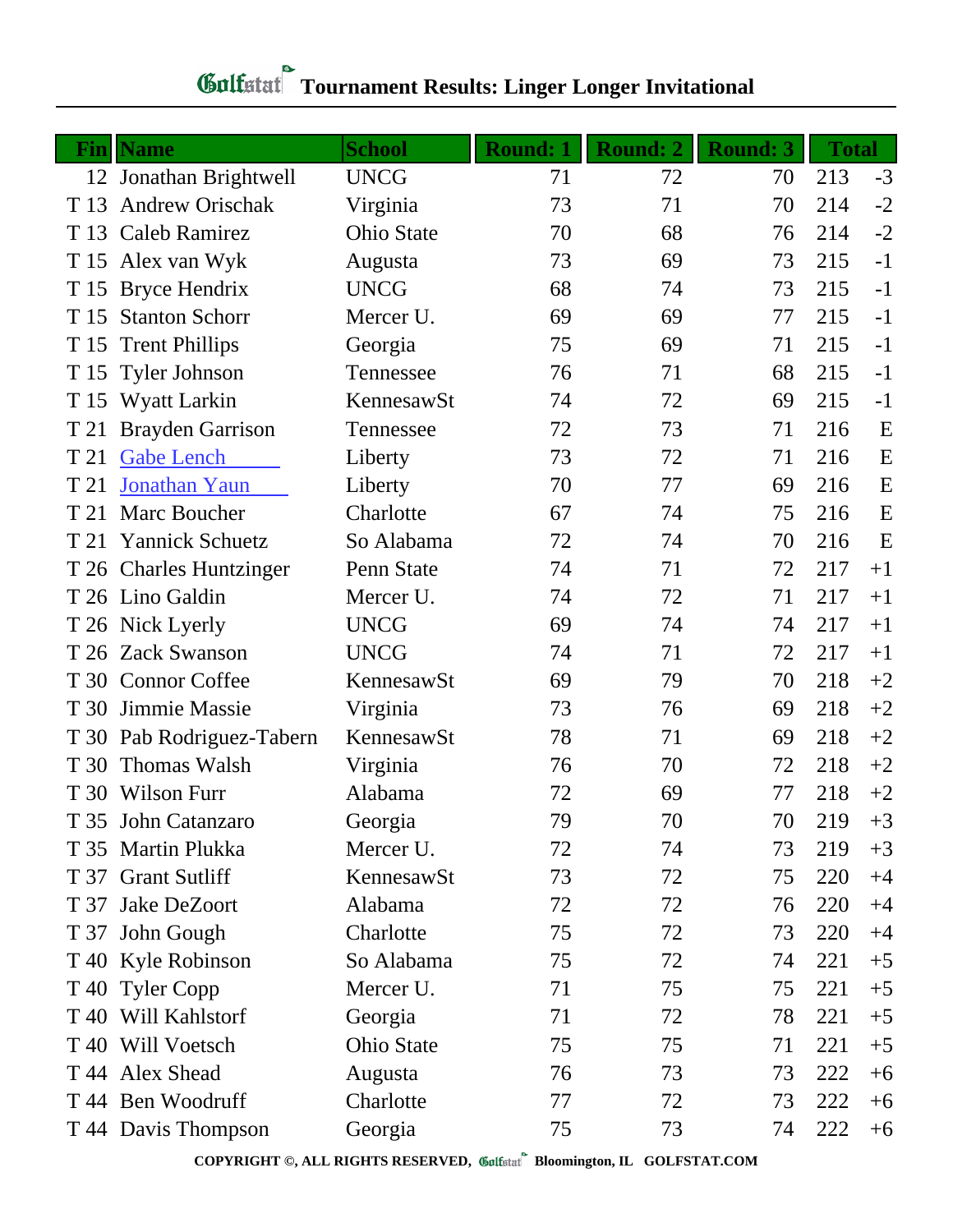# Golfstat Tournament Results: Linger Longer Invitational

| Fin | Name | School | Round: 1 | Round: 2 | Round: 3 | Total | |
|---|---|---|---|---|---|---|---|
| 12 | Jonathan Brightwell | UNCG | 71 | 72 | 70 | 213 | -3 |
| T 13 | Andrew Orischak | Virginia | 73 | 71 | 70 | 214 | -2 |
| T 13 | Caleb Ramirez | Ohio State | 70 | 68 | 76 | 214 | -2 |
| T 15 | Alex van Wyk | Augusta | 73 | 69 | 73 | 215 | -1 |
| T 15 | Bryce Hendrix | UNCG | 68 | 74 | 73 | 215 | -1 |
| T 15 | Stanton Schorr | Mercer U. | 69 | 69 | 77 | 215 | -1 |
| T 15 | Trent Phillips | Georgia | 75 | 69 | 71 | 215 | -1 |
| T 15 | Tyler Johnson | Tennessee | 76 | 71 | 68 | 215 | -1 |
| T 15 | Wyatt Larkin | KennesawSt | 74 | 72 | 69 | 215 | -1 |
| T 21 | Brayden Garrison | Tennessee | 72 | 73 | 71 | 216 | E |
| T 21 | Gabe Lench | Liberty | 73 | 72 | 71 | 216 | E |
| T 21 | Jonathan Yaun | Liberty | 70 | 77 | 69 | 216 | E |
| T 21 | Marc Boucher | Charlotte | 67 | 74 | 75 | 216 | E |
| T 21 | Yannick Schuetz | So Alabama | 72 | 74 | 70 | 216 | E |
| T 26 | Charles Huntzinger | Penn State | 74 | 71 | 72 | 217 | +1 |
| T 26 | Lino Galdin | Mercer U. | 74 | 72 | 71 | 217 | +1 |
| T 26 | Nick Lyerly | UNCG | 69 | 74 | 74 | 217 | +1 |
| T 26 | Zack Swanson | UNCG | 74 | 71 | 72 | 217 | +1 |
| T 30 | Connor Coffee | KennesawSt | 69 | 79 | 70 | 218 | +2 |
| T 30 | Jimmie Massie | Virginia | 73 | 76 | 69 | 218 | +2 |
| T 30 | Pab Rodriguez-Tabern | KennesawSt | 78 | 71 | 69 | 218 | +2 |
| T 30 | Thomas Walsh | Virginia | 76 | 70 | 72 | 218 | +2 |
| T 30 | Wilson Furr | Alabama | 72 | 69 | 77 | 218 | +2 |
| T 35 | John Catanzaro | Georgia | 79 | 70 | 70 | 219 | +3 |
| T 35 | Martin Plukka | Mercer U. | 72 | 74 | 73 | 219 | +3 |
| T 37 | Grant Sutliff | KennesawSt | 73 | 72 | 75 | 220 | +4 |
| T 37 | Jake DeZoort | Alabama | 72 | 72 | 76 | 220 | +4 |
| T 37 | John Gough | Charlotte | 75 | 72 | 73 | 220 | +4 |
| T 40 | Kyle Robinson | So Alabama | 75 | 72 | 74 | 221 | +5 |
| T 40 | Tyler Copp | Mercer U. | 71 | 75 | 75 | 221 | +5 |
| T 40 | Will Kahlstorf | Georgia | 71 | 72 | 78 | 221 | +5 |
| T 40 | Will Voetsch | Ohio State | 75 | 75 | 71 | 221 | +5 |
| T 44 | Alex Shead | Augusta | 76 | 73 | 73 | 222 | +6 |
| T 44 | Ben Woodruff | Charlotte | 77 | 72 | 73 | 222 | +6 |
| T 44 | Davis Thompson | Georgia | 75 | 73 | 74 | 222 | +6 |

COPYRIGHT ©, ALL RIGHTS RESERVED, Golfstat Bloomington, IL GOLFSTAT.COM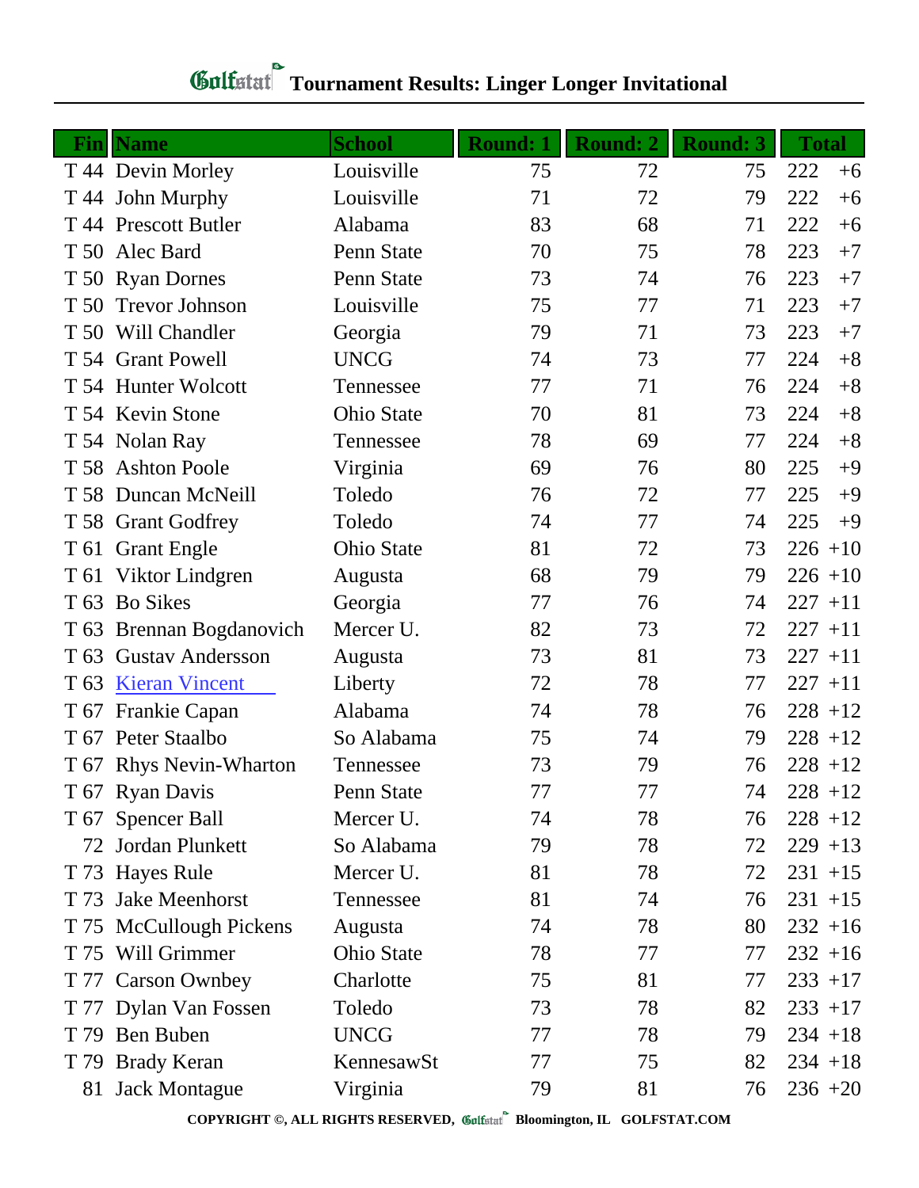# Golfstat Tournament Results: Linger Longer Invitational

| Fin | Name | School | Round: 1 | Round: 2 | Round: 3 | Total | |
|---|---|---|---|---|---|---|---|
| T 44 | Devin Morley | Louisville | 75 | 72 | 75 | 222 | +6 |
| T 44 | John Murphy | Louisville | 71 | 72 | 79 | 222 | +6 |
| T 44 | Prescott Butler | Alabama | 83 | 68 | 71 | 222 | +6 |
| T 50 | Alec Bard | Penn State | 70 | 75 | 78 | 223 | +7 |
| T 50 | Ryan Dornes | Penn State | 73 | 74 | 76 | 223 | +7 |
| T 50 | Trevor Johnson | Louisville | 75 | 77 | 71 | 223 | +7 |
| T 50 | Will Chandler | Georgia | 79 | 71 | 73 | 223 | +7 |
| T 54 | Grant Powell | UNCG | 74 | 73 | 77 | 224 | +8 |
| T 54 | Hunter Wolcott | Tennessee | 77 | 71 | 76 | 224 | +8 |
| T 54 | Kevin Stone | Ohio State | 70 | 81 | 73 | 224 | +8 |
| T 54 | Nolan Ray | Tennessee | 78 | 69 | 77 | 224 | +8 |
| T 58 | Ashton Poole | Virginia | 69 | 76 | 80 | 225 | +9 |
| T 58 | Duncan McNeill | Toledo | 76 | 72 | 77 | 225 | +9 |
| T 58 | Grant Godfrey | Toledo | 74 | 77 | 74 | 225 | +9 |
| T 61 | Grant Engle | Ohio State | 81 | 72 | 73 | 226 | +10 |
| T 61 | Viktor Lindgren | Augusta | 68 | 79 | 79 | 226 | +10 |
| T 63 | Bo Sikes | Georgia | 77 | 76 | 74 | 227 | +11 |
| T 63 | Brennan Bogdanovich | Mercer U. | 82 | 73 | 72 | 227 | +11 |
| T 63 | Gustav Andersson | Augusta | 73 | 81 | 73 | 227 | +11 |
| T 63 | Kieran Vincent | Liberty | 72 | 78 | 77 | 227 | +11 |
| T 67 | Frankie Capan | Alabama | 74 | 78 | 76 | 228 | +12 |
| T 67 | Peter Staalbo | So Alabama | 75 | 74 | 79 | 228 | +12 |
| T 67 | Rhys Nevin-Wharton | Tennessee | 73 | 79 | 76 | 228 | +12 |
| T 67 | Ryan Davis | Penn State | 77 | 77 | 74 | 228 | +12 |
| T 67 | Spencer Ball | Mercer U. | 74 | 78 | 76 | 228 | +12 |
| 72 | Jordan Plunkett | So Alabama | 79 | 78 | 72 | 229 | +13 |
| T 73 | Hayes Rule | Mercer U. | 81 | 78 | 72 | 231 | +15 |
| T 73 | Jake Meenhorst | Tennessee | 81 | 74 | 76 | 231 | +15 |
| T 75 | McCullough Pickens | Augusta | 74 | 78 | 80 | 232 | +16 |
| T 75 | Will Grimmer | Ohio State | 78 | 77 | 77 | 232 | +16 |
| T 77 | Carson Ownbey | Charlotte | 75 | 81 | 77 | 233 | +17 |
| T 77 | Dylan Van Fossen | Toledo | 73 | 78 | 82 | 233 | +17 |
| T 79 | Ben Buben | UNCG | 77 | 78 | 79 | 234 | +18 |
| T 79 | Brady Keran | KennesawSt | 77 | 75 | 82 | 234 | +18 |
| 81 | Jack Montague | Virginia | 79 | 81 | 76 | 236 | +20 |

COPYRIGHT ©, ALL RIGHTS RESERVED, Golfstat Bloomington, IL GOLFSTAT.COM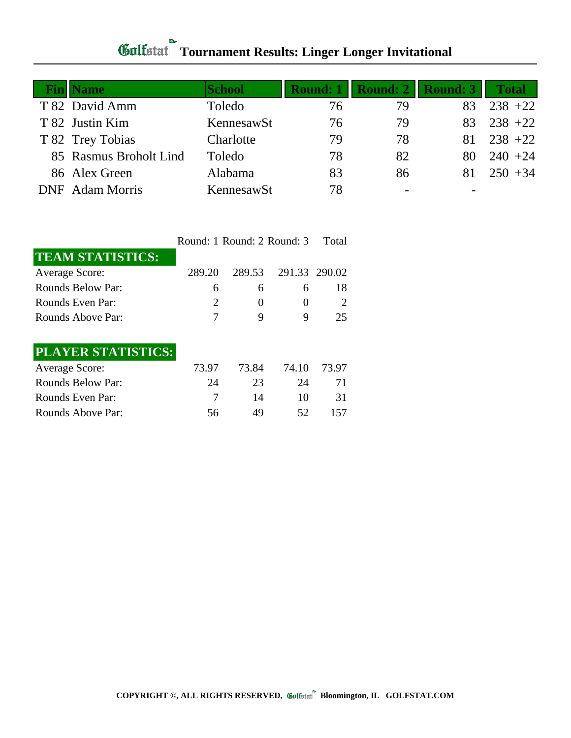# Golfstat Tournament Results: Linger Longer Invitational

| Fin | Name | School | Round: 1 | Round: 2 | Round: 3 | Total | |
|---|---|---|---|---|---|---|---|
| T 82 | David Amm | Toledo | 76 | 79 | 83 | 238 | +22 |
| T 82 | Justin Kim | KennesawSt | 76 | 79 | 83 | 238 | +22 |
| T 82 | Trey Tobias | Charlotte | 79 | 78 | 81 | 238 | +22 |
| 85 | Rasmus Broholt Lind | Toledo | 78 | 82 | 80 | 240 | +24 |
| 86 | Alex Green | Alabama | 83 | 86 | 81 | 250 | +34 |
| DNF | Adam Morris | KennesawSt | 78 | - | - | | |

| TEAM STATISTICS: | Round: 1 | Round: 2 | Round: 3 | Total |
|---|---|---|---|---|
| Average Score: | 289.20 | 289.53 | 291.33 | 290.02 |
| Rounds Below Par: | 6 | 6 | 6 | 18 |
| Rounds Even Par: | 2 | 0 | 0 | 2 |
| Rounds Above Par: | 7 | 9 | 9 | 25 |

| PLAYER STATISTICS: | Round: 1 | Round: 2 | Round: 3 | Total |
|---|---|---|---|---|
| Average Score: | 73.97 | 73.84 | 74.10 | 73.97 |
| Rounds Below Par: | 24 | 23 | 24 | 71 |
| Rounds Even Par: | 7 | 14 | 10 | 31 |
| Rounds Above Par: | 56 | 49 | 52 | 157 |

COPYRIGHT ©, ALL RIGHTS RESERVED, Golfstat Bloomington, IL GOLFSTAT.COM